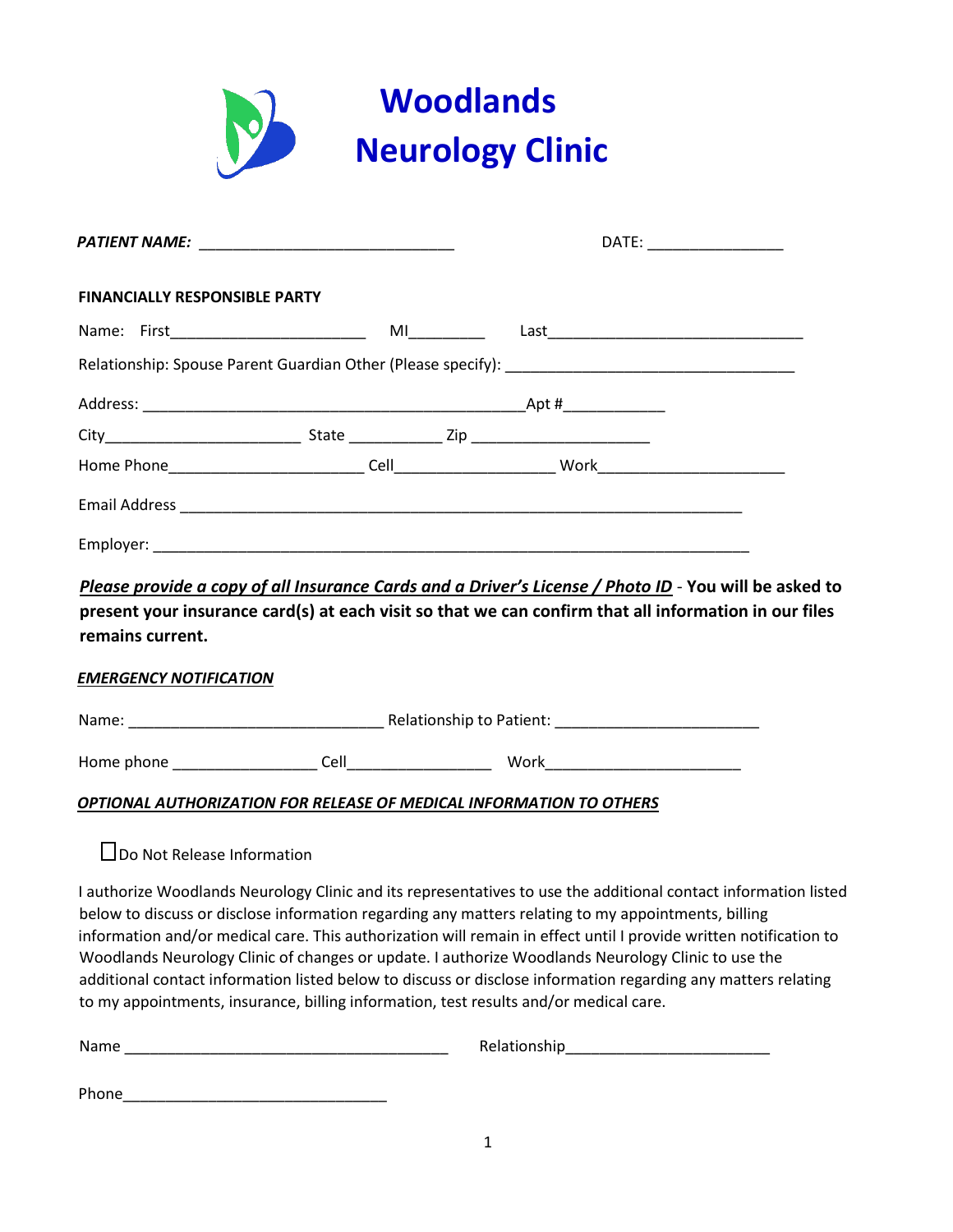# Woodlands Neurology Clinic

***PATIENT NAME:*** ______________________________ DATE: ________________

**FINANCIALLY RESPONSIBLE PARTY**

Name: First______________________ MI_________ Last______________________________

Relationship: Spouse Parent Guardian Other (Please specify): _________________________________

Address: _____________________________________________Apt #____________

City______________________ State ___________ Zip _____________________

Home Phone______________________ Cell__________________ Work_____________________

Email Address _________________________________________________________________

Employer: ____________________________________________________________________

***Please provide a copy of all Insurance Cards and a Driver's License / Photo ID*** - **You will be asked to present your insurance card(s) at each visit so that we can confirm that all information in our files remains current.**

***EMERGENCY NOTIFICATION***

Name: ______________________________ Relationship to Patient: _______________________

Home phone ________________ Cell________________ Work______________________

***OPTIONAL AUTHORIZATION FOR RELEASE OF MEDICAL INFORMATION TO OTHERS***

☐ Do Not Release Information

I authorize Woodlands Neurology Clinic and its representatives to use the additional contact information listed below to discuss or disclose information regarding any matters relating to my appointments, billing information and/or medical care. This authorization will remain in effect until I provide written notification to Woodlands Neurology Clinic of changes or update. I authorize Woodlands Neurology Clinic to use the additional contact information listed below to discuss or disclose information regarding any matters relating to my appointments, insurance, billing information, test results and/or medical care.

Name ______________________________________ Relationship_______________________

Phone______________________________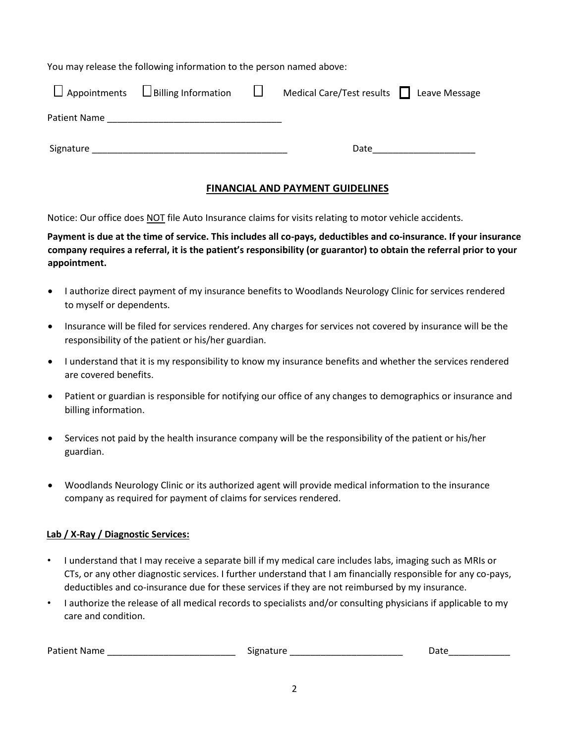You may release the following information to the person named above:

☐ Appointments ☐ Billing Information ☐ Medical Care/Test results ☐ Leave Message

Patient Name _________________________________

Signature _____________________________________ Date____________________

## FINANCIAL AND PAYMENT GUIDELINES

Notice: Our office does NOT file Auto Insurance claims for visits relating to motor vehicle accidents.

**Payment is due at the time of service. This includes all co-pays, deductibles and co-insurance. If your insurance company requires a referral, it is the patient's responsibility (or guarantor) to obtain the referral prior to your appointment.**

- I authorize direct payment of my insurance benefits to Woodlands Neurology Clinic for services rendered to myself or dependents.
- Insurance will be filed for services rendered. Any charges for services not covered by insurance will be the responsibility of the patient or his/her guardian.
- I understand that it is my responsibility to know my insurance benefits and whether the services rendered are covered benefits.
- Patient or guardian is responsible for notifying our office of any changes to demographics or insurance and billing information.
- Services not paid by the health insurance company will be the responsibility of the patient or his/her guardian.
- Woodlands Neurology Clinic or its authorized agent will provide medical information to the insurance company as required for payment of claims for services rendered.

**Lab / X-Ray / Diagnostic Services:**

- I understand that I may receive a separate bill if my medical care includes labs, imaging such as MRIs or CTs, or any other diagnostic services. I further understand that I am financially responsible for any co-pays, deductibles and co-insurance due for these services if they are not reimbursed by my insurance.
- I authorize the release of all medical records to specialists and/or consulting physicians if applicable to my care and condition.

Patient Name _________________________ Signature ______________________ Date____________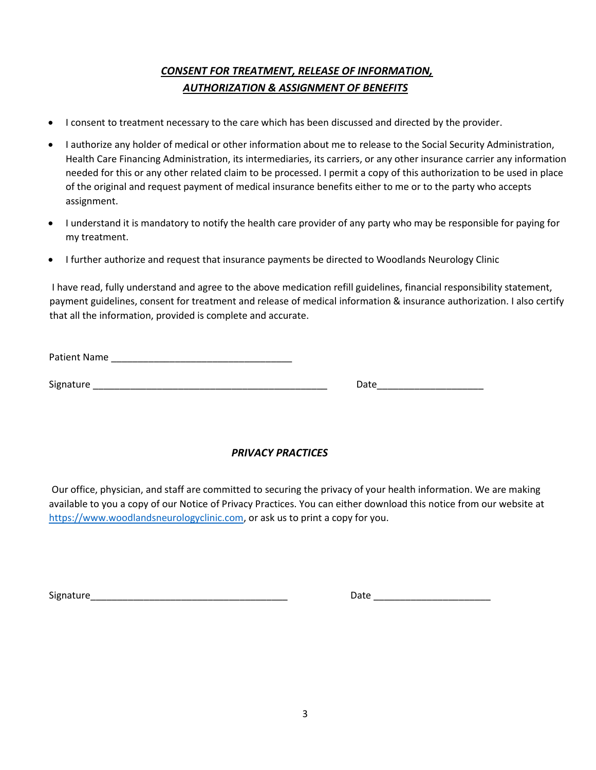## ***CONSENT FOR TREATMENT, RELEASE OF INFORMATION, AUTHORIZATION & ASSIGNMENT OF BENEFITS***

- I consent to treatment necessary to the care which has been discussed and directed by the provider.
- I authorize any holder of medical or other information about me to release to the Social Security Administration, Health Care Financing Administration, its intermediaries, its carriers, or any other insurance carrier any information needed for this or any other related claim to be processed. I permit a copy of this authorization to be used in place of the original and request payment of medical insurance benefits either to me or to the party who accepts assignment.
- I understand it is mandatory to notify the health care provider of any party who may be responsible for paying for my treatment.
- I further authorize and request that insurance payments be directed to Woodlands Neurology Clinic

I have read, fully understand and agree to the above medication refill guidelines, financial responsibility statement, payment guidelines, consent for treatment and release of medical information & insurance authorization. I also certify that all the information, provided is complete and accurate.

Patient Name ___________________________________

Signature _____________________________________________ Date____________________

## ***PRIVACY PRACTICES***

Our office, physician, and staff are committed to securing the privacy of your health information. We are making available to you a copy of our Notice of Privacy Practices. You can either download this notice from our website at [https://www.woodlandsneurologyclinic.com](https://www.woodlandsneurologyclinic.com), or ask us to print a copy for you.

Signature_____________________________________ Date ______________________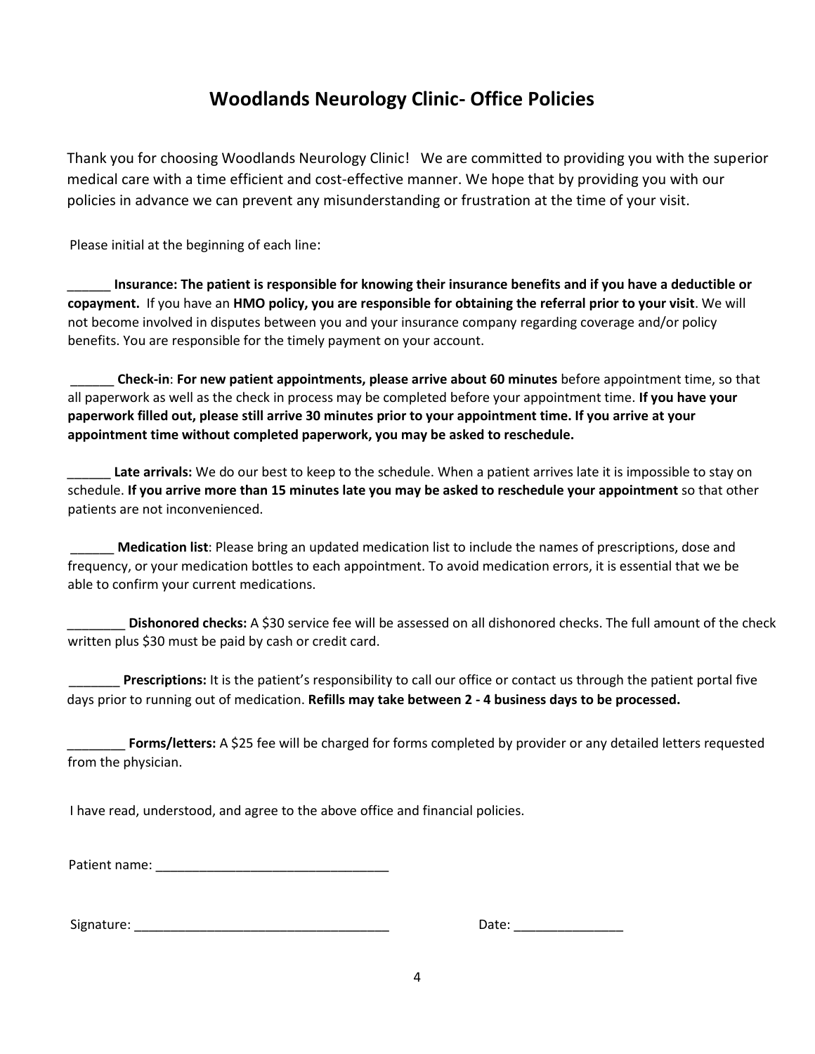# Woodlands Neurology Clinic- Office Policies

Thank you for choosing Woodlands Neurology Clinic! We are committed to providing you with the superior medical care with a time efficient and cost-effective manner. We hope that by providing you with our policies in advance we can prevent any misunderstanding or frustration at the time of your visit.

Please initial at the beginning of each line:

______ **Insurance: The patient is responsible for knowing their insurance benefits and if you have a deductible or copayment.** If you have an **HMO policy, you are responsible for obtaining the referral prior to your visit**. We will not become involved in disputes between you and your insurance company regarding coverage and/or policy benefits. You are responsible for the timely payment on your account.

______ **Check-in**: **For new patient appointments, please arrive about 60 minutes** before appointment time, so that all paperwork as well as the check in process may be completed before your appointment time. **If you have your paperwork filled out, please still arrive 30 minutes prior to your appointment time. If you arrive at your appointment time without completed paperwork, you may be asked to reschedule.**

______ **Late arrivals:** We do our best to keep to the schedule. When a patient arrives late it is impossible to stay on schedule. **If you arrive more than 15 minutes late you may be asked to reschedule your appointment** so that other patients are not inconvenienced.

______ **Medication list**: Please bring an updated medication list to include the names of prescriptions, dose and frequency, or your medication bottles to each appointment. To avoid medication errors, it is essential that we be able to confirm your current medications.

________ **Dishonored checks:** A $30 service fee will be assessed on all dishonored checks. The full amount of the check written plus $30 must be paid by cash or credit card.

_______ **Prescriptions:** It is the patient's responsibility to call our office or contact us through the patient portal five days prior to running out of medication. **Refills may take between 2 - 4 business days to be processed.**

________ **Forms/letters:** A $25 fee will be charged for forms completed by provider or any detailed letters requested from the physician.

I have read, understood, and agree to the above office and financial policies.

Patient name: ________________________________

Signature: ___________________________________ Date: _______________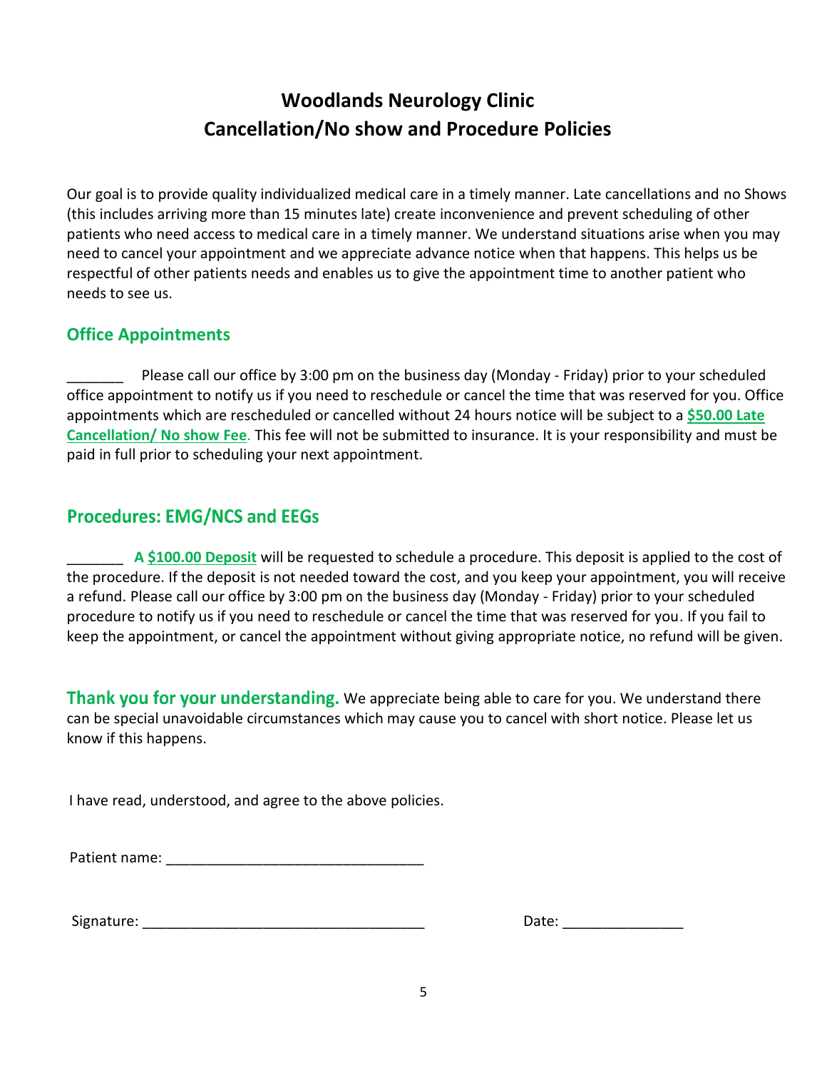# Woodlands Neurology Clinic
# Cancellation/No show and Procedure Policies

Our goal is to provide quality individualized medical care in a timely manner. Late cancellations and no Shows (this includes arriving more than 15 minutes late) create inconvenience and prevent scheduling of other patients who need access to medical care in a timely manner. We understand situations arise when you may need to cancel your appointment and we appreciate advance notice when that happens. This helps us be respectful of other patients needs and enables us to give the appointment time to another patient who needs to see us.

## Office Appointments

_______ Please call our office by 3:00 pm on the business day (Monday - Friday) prior to your scheduled office appointment to notify us if you need to reschedule or cancel the time that was reserved for you. Office appointments which are rescheduled or cancelled without 24 hours notice will be subject to a **$50.00 Late Cancellation/ No show Fee**. This fee will not be submitted to insurance. It is your responsibility and must be paid in full prior to scheduling your next appointment.

## Procedures: EMG/NCS and EEGs

_______ **A $100.00 Deposit** will be requested to schedule a procedure. This deposit is applied to the cost of the procedure. If the deposit is not needed toward the cost, and you keep your appointment, you will receive a refund. Please call our office by 3:00 pm on the business day (Monday - Friday) prior to your scheduled procedure to notify us if you need to reschedule or cancel the time that was reserved for you. If you fail to keep the appointment, or cancel the appointment without giving appropriate notice, no refund will be given.

**Thank you for your understanding.** We appreciate being able to care for you. We understand there can be special unavoidable circumstances which may cause you to cancel with short notice. Please let us know if this happens.

I have read, understood, and agree to the above policies.

Patient name: ________________________________

Signature: ___________________________________ Date: _______________